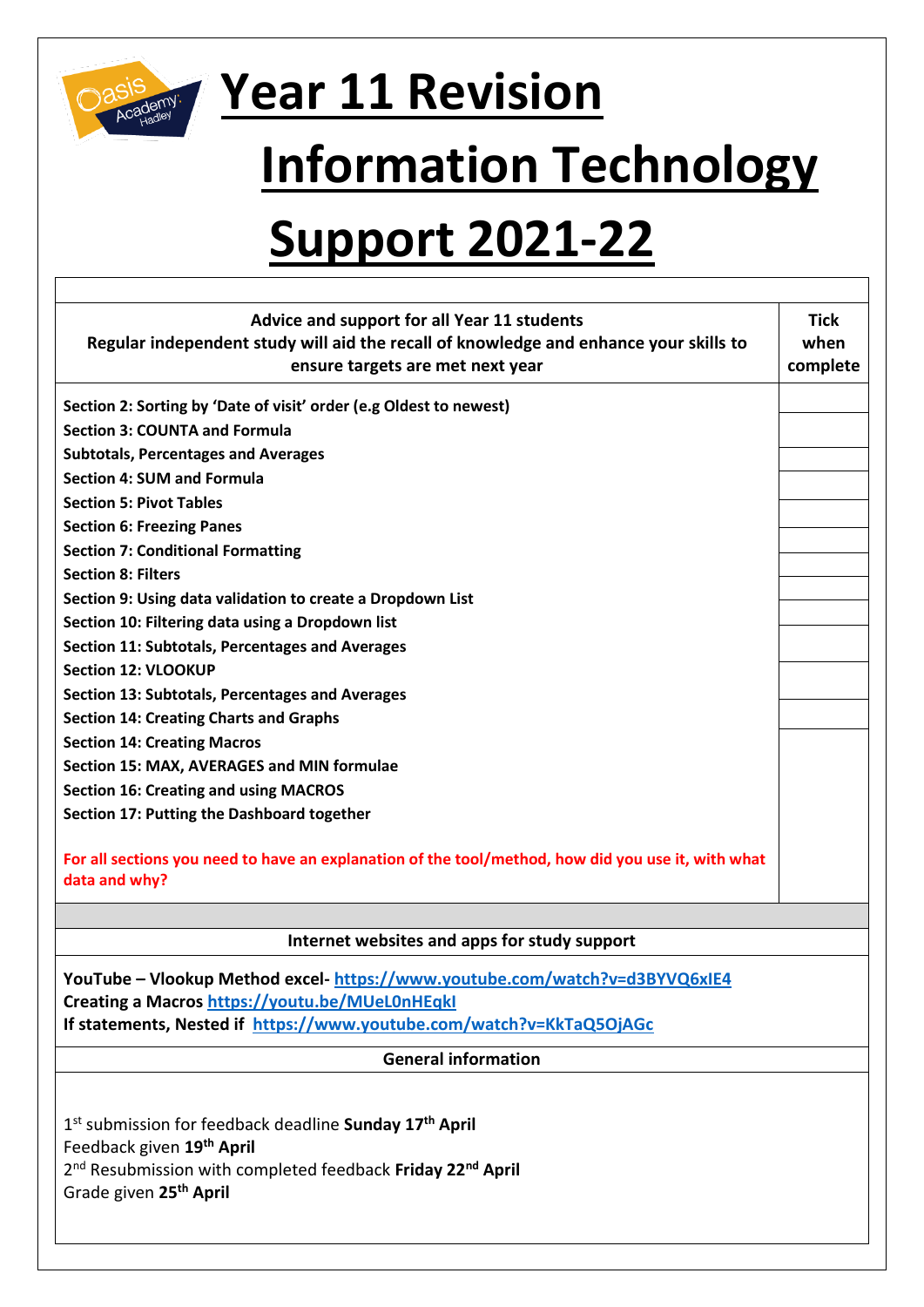# Year 11 Revision

# Information Technology

# Support 2021-22

| Advice and support for all Year 11 students<br>Regular independent study will aid the recall of knowledge and enhance your skills to ensure targets are met next year | Tick when complete |
|---|---|
| Section 2: Sorting by 'Date of visit' order (e.g Oldest to newest) | |
| Section 3: COUNTA and Formula | |
| Subtotals, Percentages and Averages | |
| Section 4: SUM and Formula | |
| Section 5: Pivot Tables | |
| Section 6: Freezing Panes | |
| Section 7: Conditional Formatting | |
| Section 8: Filters | |
| Section 9: Using data validation to create a Dropdown List | |
| Section 10: Filtering data using a Dropdown list | |
| Section 11: Subtotals, Percentages and Averages | |
| Section 12: VLOOKUP | |
| Section 13: Subtotals, Percentages and Averages | |
| Section 14: Creating Charts and Graphs | |
| Section 14: Creating Macros | |
| Section 15: MAX, AVERAGES and MIN formulae | |
| Section 16: Creating and using MACROS | |
| Section 17: Putting the Dashboard together | |
| For all sections you need to have an explanation of the tool/method, how did you use it, with what data and why? | |

**Internet websites and apps for study support**

**YouTube – Vlookup Method excel-** https://www.youtube.com/watch?v=d3BYVQ6xIE4
**Creating a Macros** https://youtu.be/MUeL0nHEqkI
**If statements, Nested if** https://www.youtube.com/watch?v=KkTaQ5OjAGc

**General information**

1st submission for feedback deadline **Sunday 17th April**
Feedback given **19th April**
2nd Resubmission with completed feedback **Friday 22nd April**
Grade given **25th April**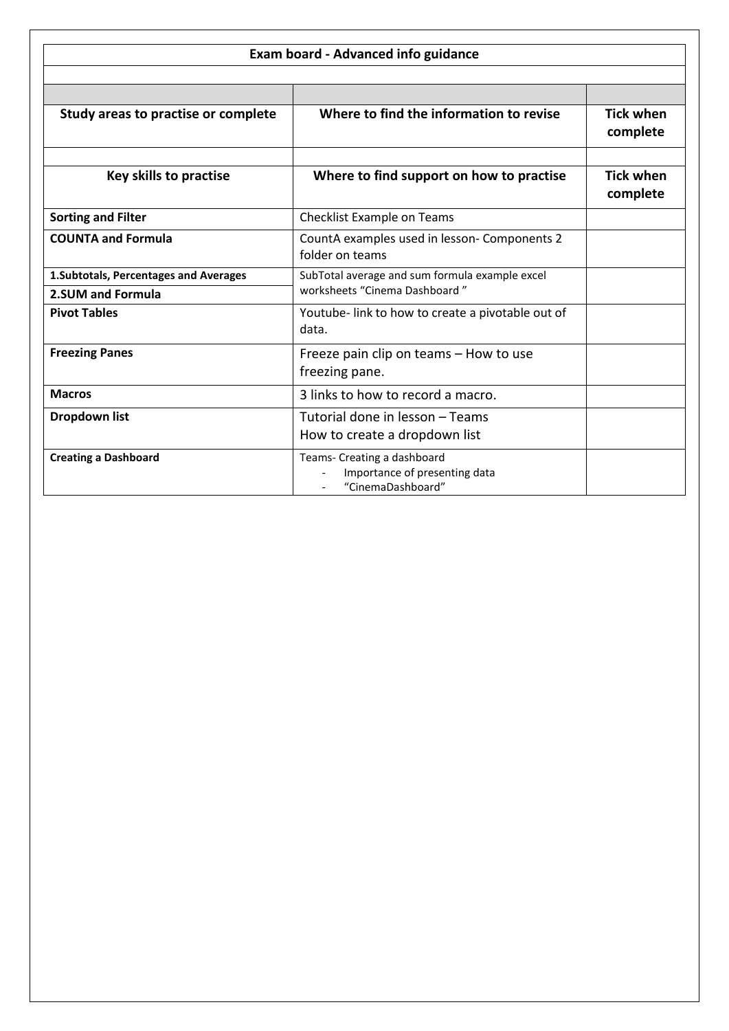| Exam board - Advanced info guidance | | |
|---|---|---|
| | | |
| | | |
| **Study areas to practise or complete** | **Where to find the information to revise** | **Tick when complete** |
| | | |
| **Key skills to practise** | **Where to find support on how to practise** | **Tick when complete** |
| **Sorting and Filter** | Checklist Example on Teams | |
| **COUNTA and Formula** | CountA examples used in lesson- Components 2 folder on teams | |
| **1.Subtotals, Percentages and Averages** | SubTotal average and sum formula example excel worksheets "Cinema Dashboard " | |
| **2.SUM and Formula** | | |
| **Pivot Tables** | Youtube- link to how to create a pivotable out of data. | |
| **Freezing Panes** | Freeze pain clip on teams – How to use freezing pane. | |
| **Macros** | 3 links to how to record a macro. | |
| **Dropdown list** | Tutorial done in lesson – Teams<br>How to create a dropdown list | |
| **Creating a Dashboard** | Teams- Creating a dashboard<br>- Importance of presenting data<br>- "CinemaDashboard" | |